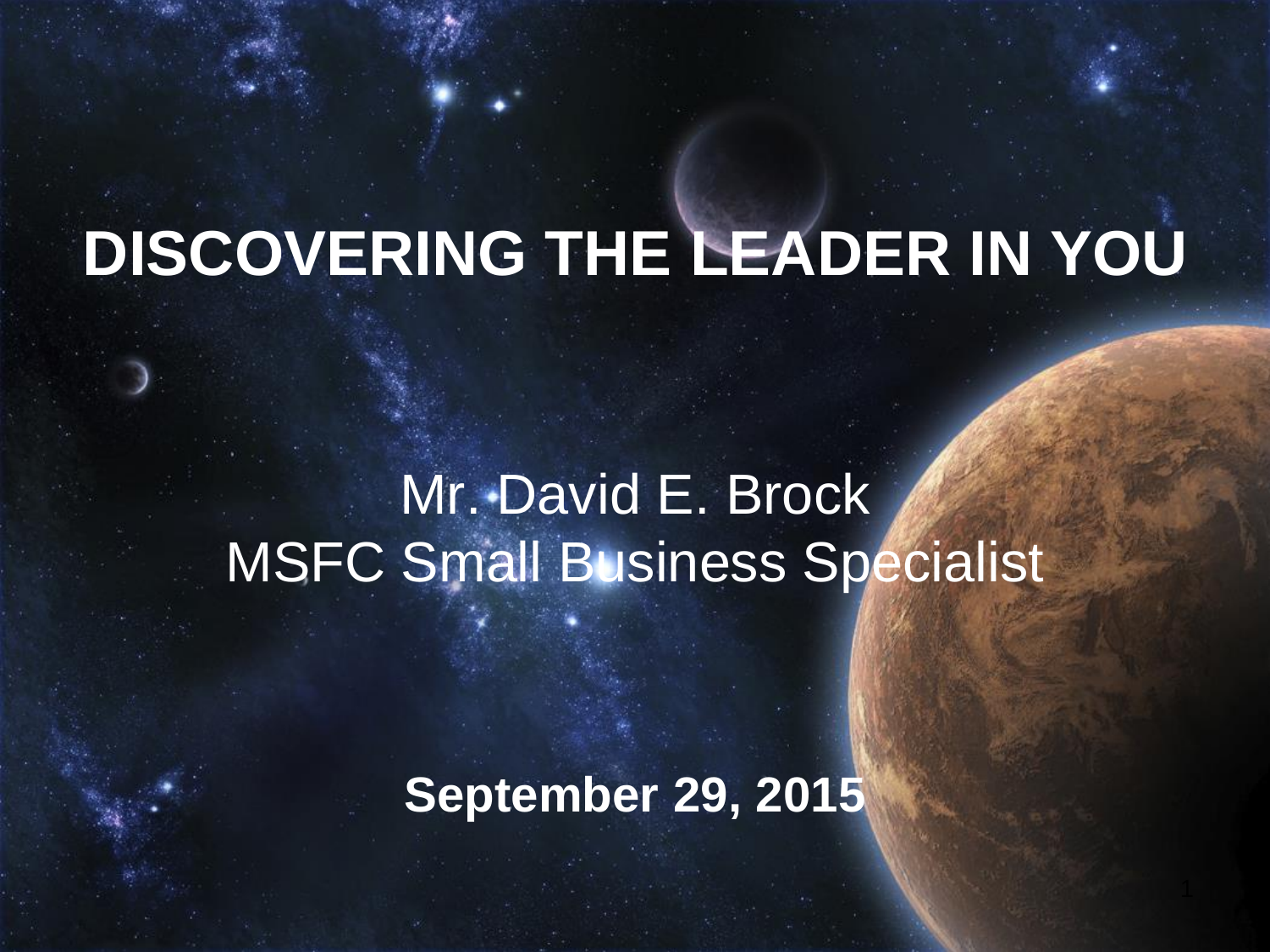# DISCOVERING THE LEADER IN YOU

Mr. David E. Brock
MSFC Small Business Specialist

**September 29, 2015**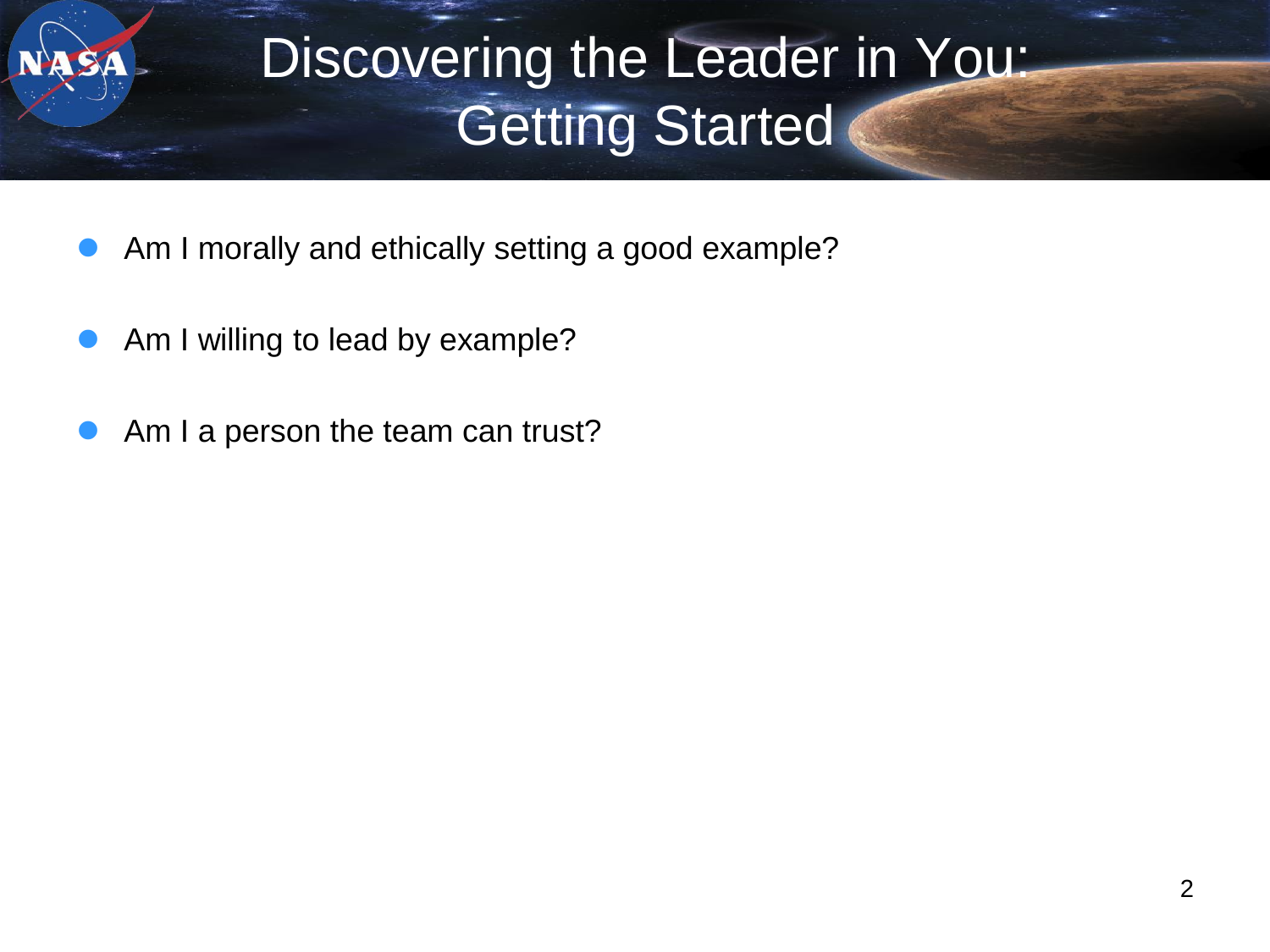# Discovering the Leader in You: Getting Started

- Am I morally and ethically setting a good example?
- Am I willing to lead by example?
- Am I a person the team can trust?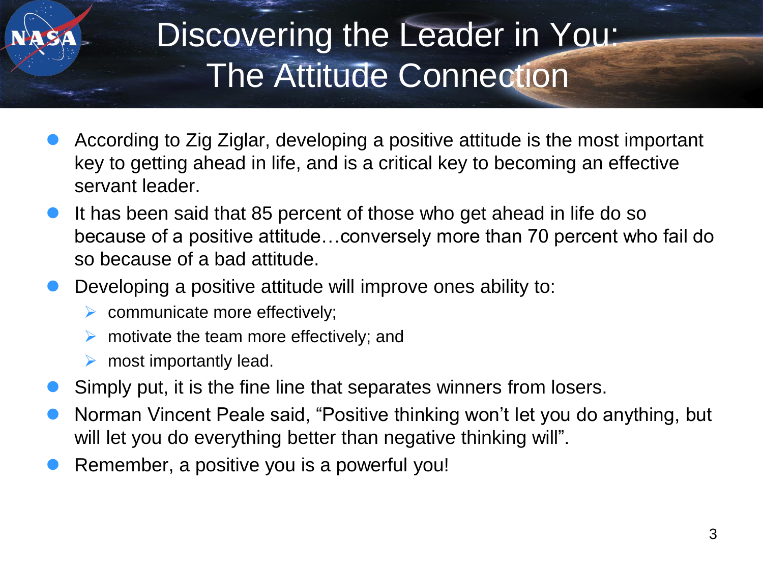# Discovering the Leader in You: The Attitude Connection

- According to Zig Ziglar, developing a positive attitude is the most important key to getting ahead in life, and is a critical key to becoming an effective servant leader.
- It has been said that 85 percent of those who get ahead in life do so because of a positive attitude…conversely more than 70 percent who fail do so because of a bad attitude.
- Developing a positive attitude will improve ones ability to:
  - communicate more effectively;
  - motivate the team more effectively; and
  - most importantly lead.
- Simply put, it is the fine line that separates winners from losers.
- Norman Vincent Peale said, “Positive thinking won’t let you do anything, but will let you do everything better than negative thinking will”.
- Remember, a positive you is a powerful you!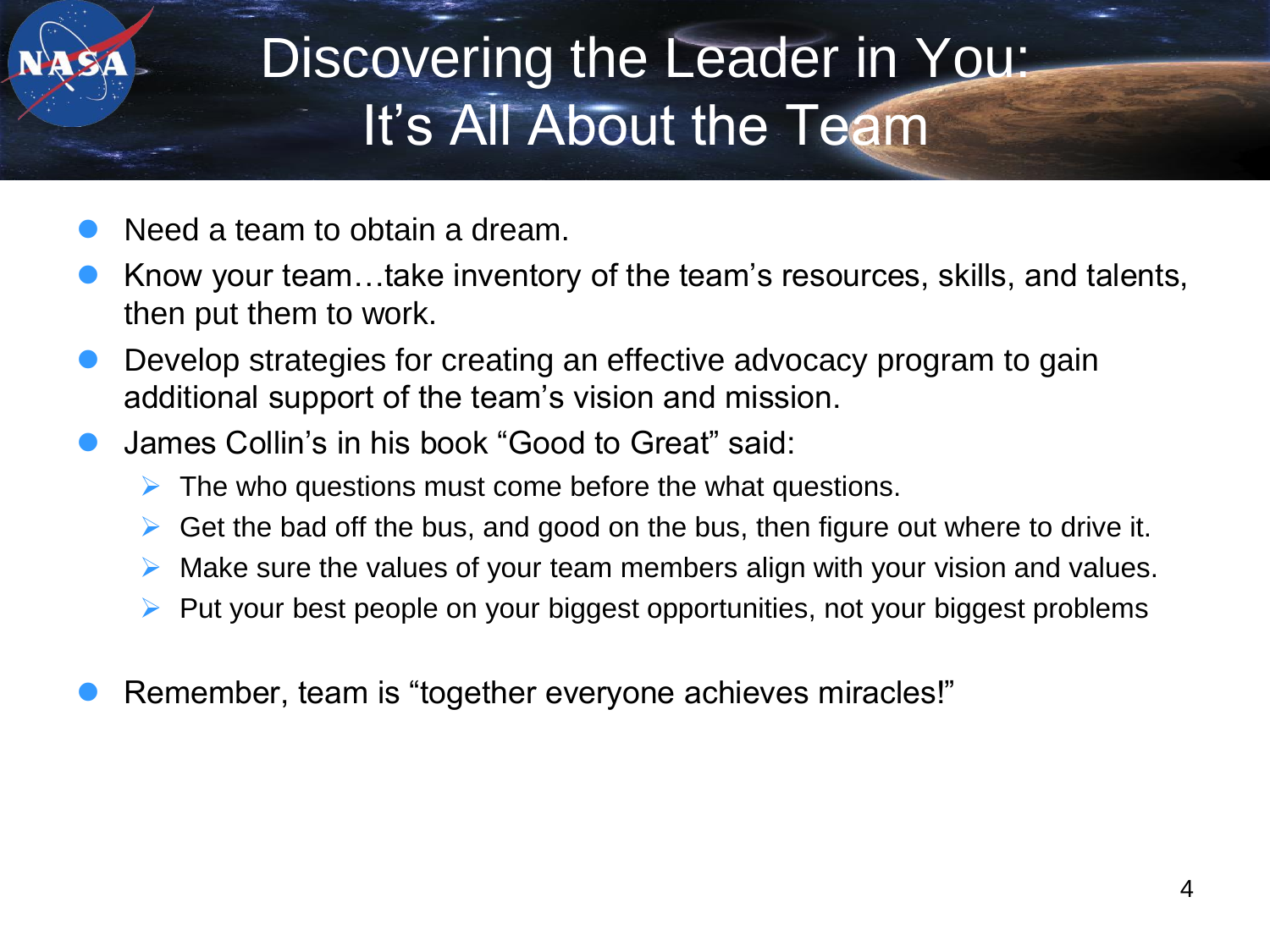# Discovering the Leader in You: It's All About the Team

- Need a team to obtain a dream.
- Know your team…take inventory of the team's resources, skills, and talents, then put them to work.
- Develop strategies for creating an effective advocacy program to gain additional support of the team's vision and mission.
- James Collin's in his book "Good to Great" said:
  - The who questions must come before the what questions.
  - Get the bad off the bus, and good on the bus, then figure out where to drive it.
  - Make sure the values of your team members align with your vision and values.
  - Put your best people on your biggest opportunities, not your biggest problems
- Remember, team is "together everyone achieves miracles!"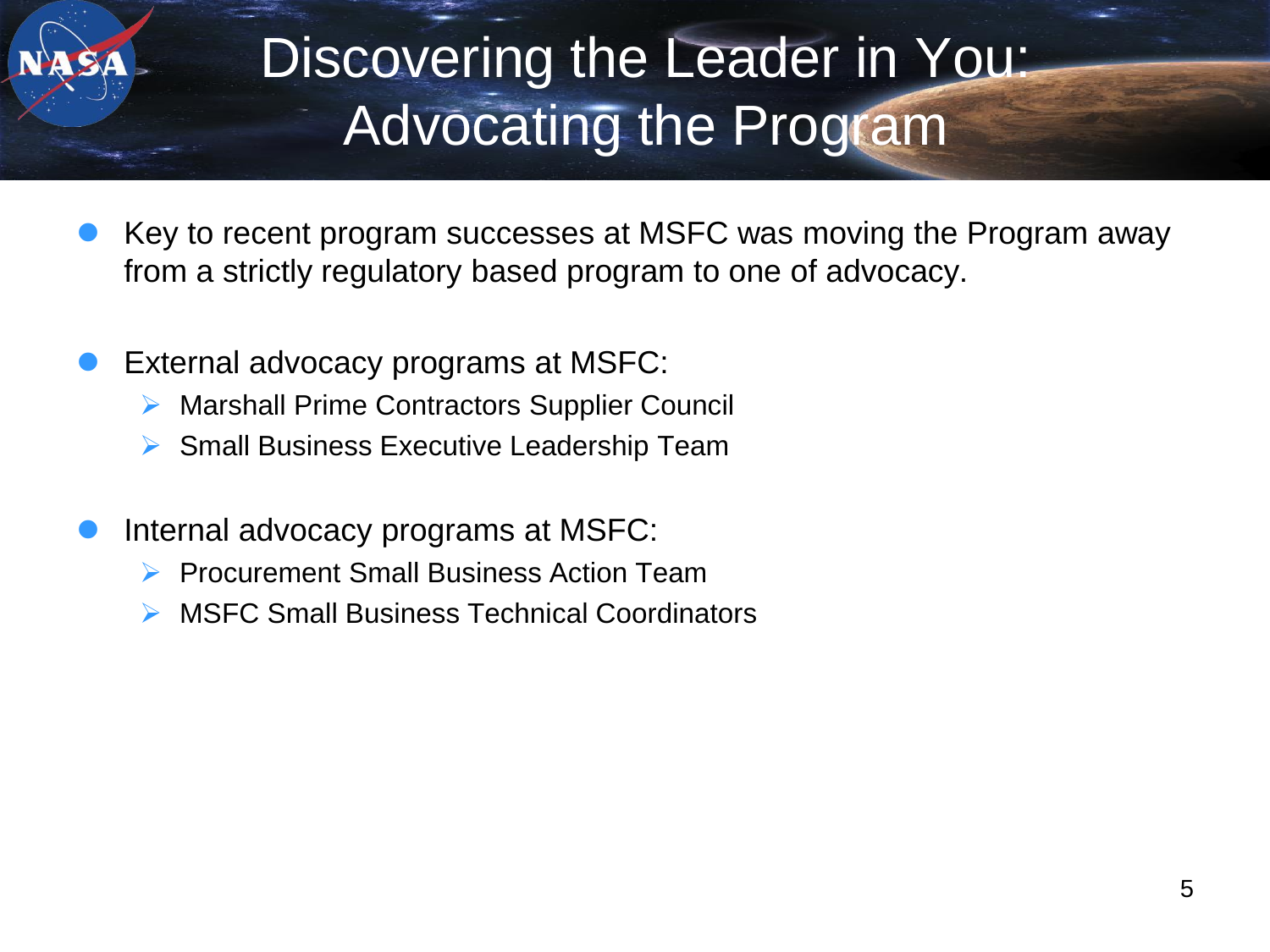# Discovering the Leader in You: Advocating the Program

- Key to recent program successes at MSFC was moving the Program away from a strictly regulatory based program to one of advocacy.

- External advocacy programs at MSFC:
  - Marshall Prime Contractors Supplier Council
  - Small Business Executive Leadership Team

- Internal advocacy programs at MSFC:
  - Procurement Small Business Action Team
  - MSFC Small Business Technical Coordinators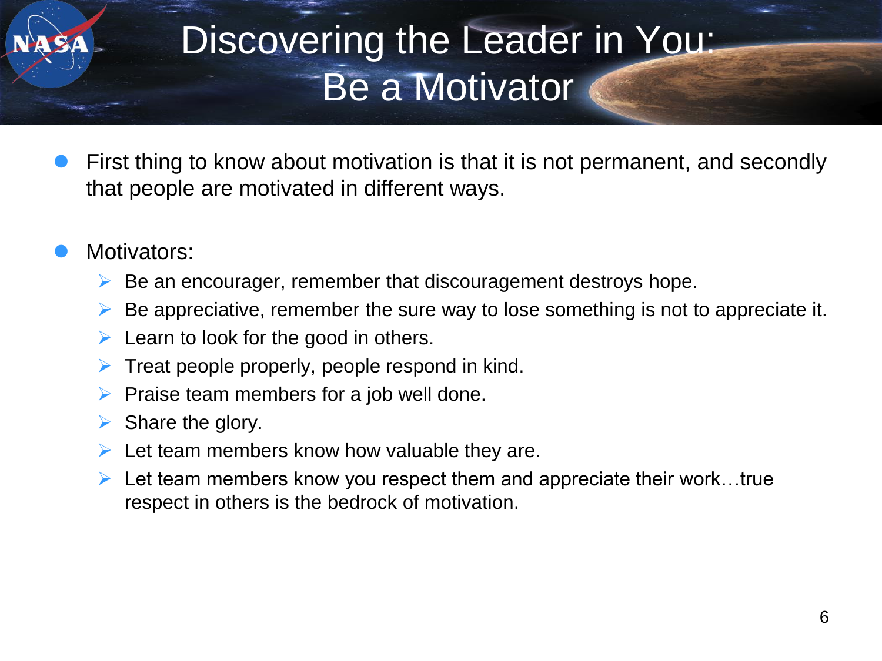# Discovering the Leader in You: Be a Motivator

- First thing to know about motivation is that it is not permanent, and secondly that people are motivated in different ways.

- Motivators:
  - Be an encourager, remember that discouragement destroys hope.
  - Be appreciative, remember the sure way to lose something is not to appreciate it.
  - Learn to look for the good in others.
  - Treat people properly, people respond in kind.
  - Praise team members for a job well done.
  - Share the glory.
  - Let team members know how valuable they are.
  - Let team members know you respect them and appreciate their work…true respect in others is the bedrock of motivation.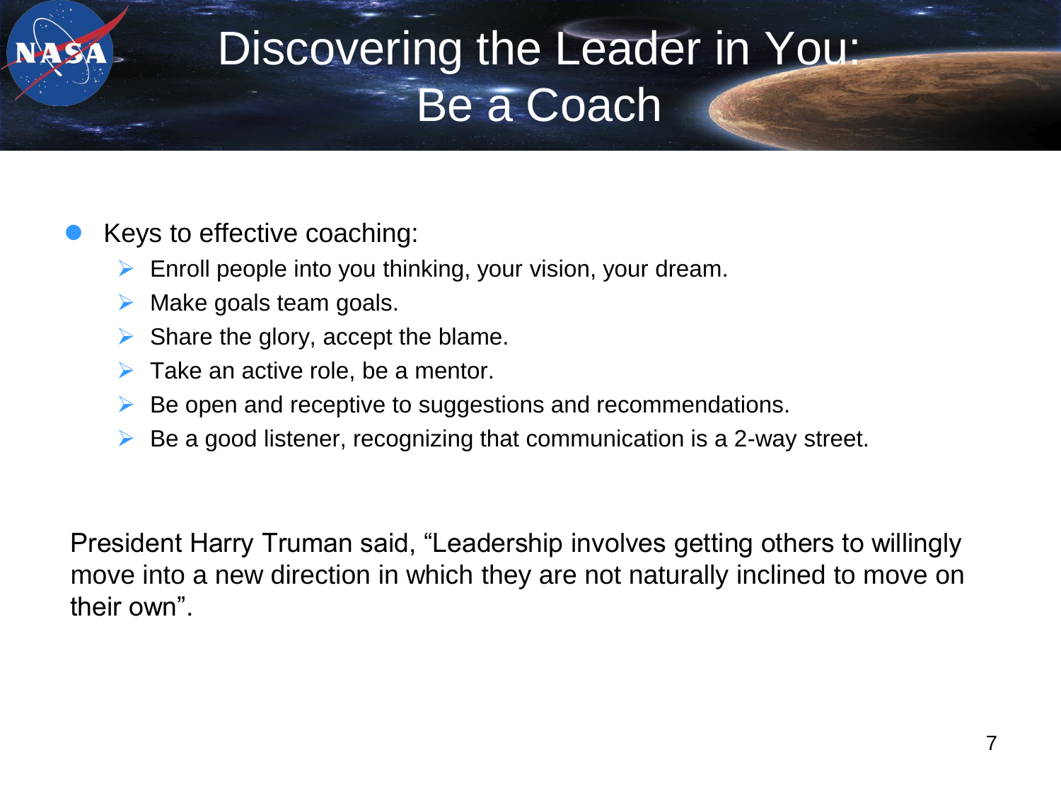# Discovering the Leader in You: Be a Coach

- Keys to effective coaching:
  - Enroll people into you thinking, your vision, your dream.
  - Make goals team goals.
  - Share the glory, accept the blame.
  - Take an active role, be a mentor.
  - Be open and receptive to suggestions and recommendations.
  - Be a good listener, recognizing that communication is a 2-way street.

President Harry Truman said, “Leadership involves getting others to willingly move into a new direction in which they are not naturally inclined to move on their own”.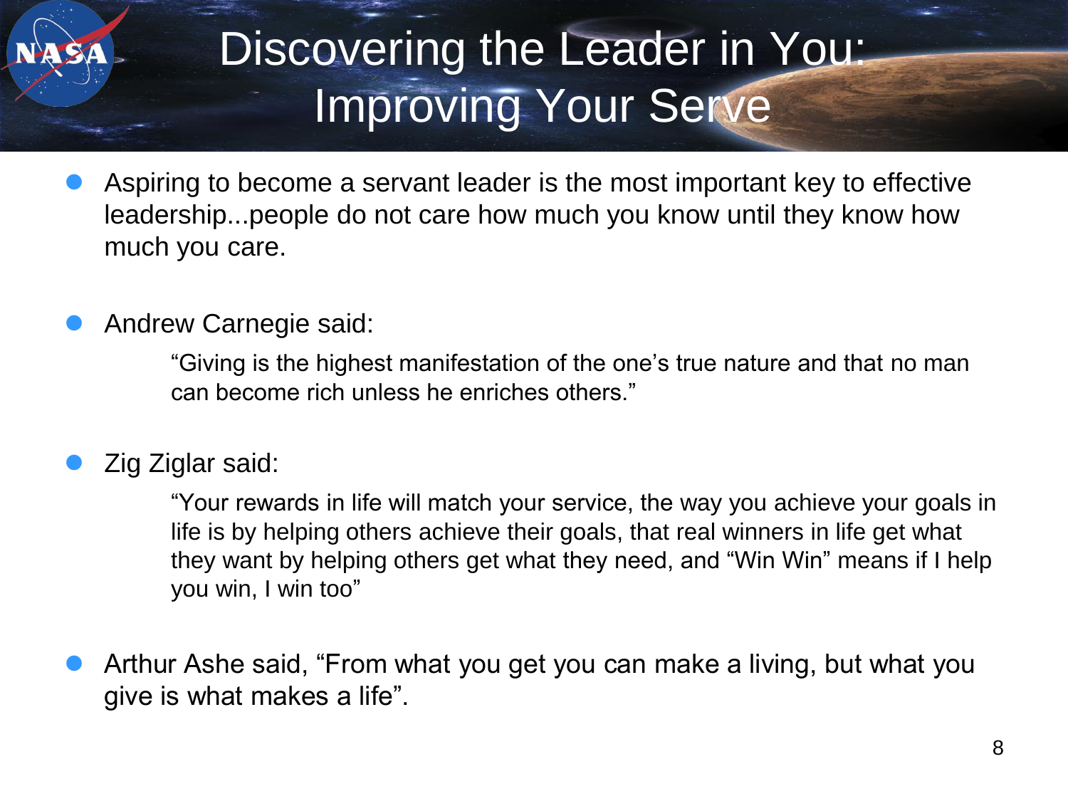# Discovering the Leader in You: Improving Your Serve

- Aspiring to become a servant leader is the most important key to effective leadership...people do not care how much you know until they know how much you care.

- Andrew Carnegie said:

  > "Giving is the highest manifestation of the one's true nature and that no man can become rich unless he enriches others."

- Zig Ziglar said:

  > "Your rewards in life will match your service, the way you achieve your goals in life is by helping others achieve their goals, that real winners in life get what they want by helping others get what they need, and "Win Win" means if I help you win, I win too"

- Arthur Ashe said, "From what you get you can make a living, but what you give is what makes a life".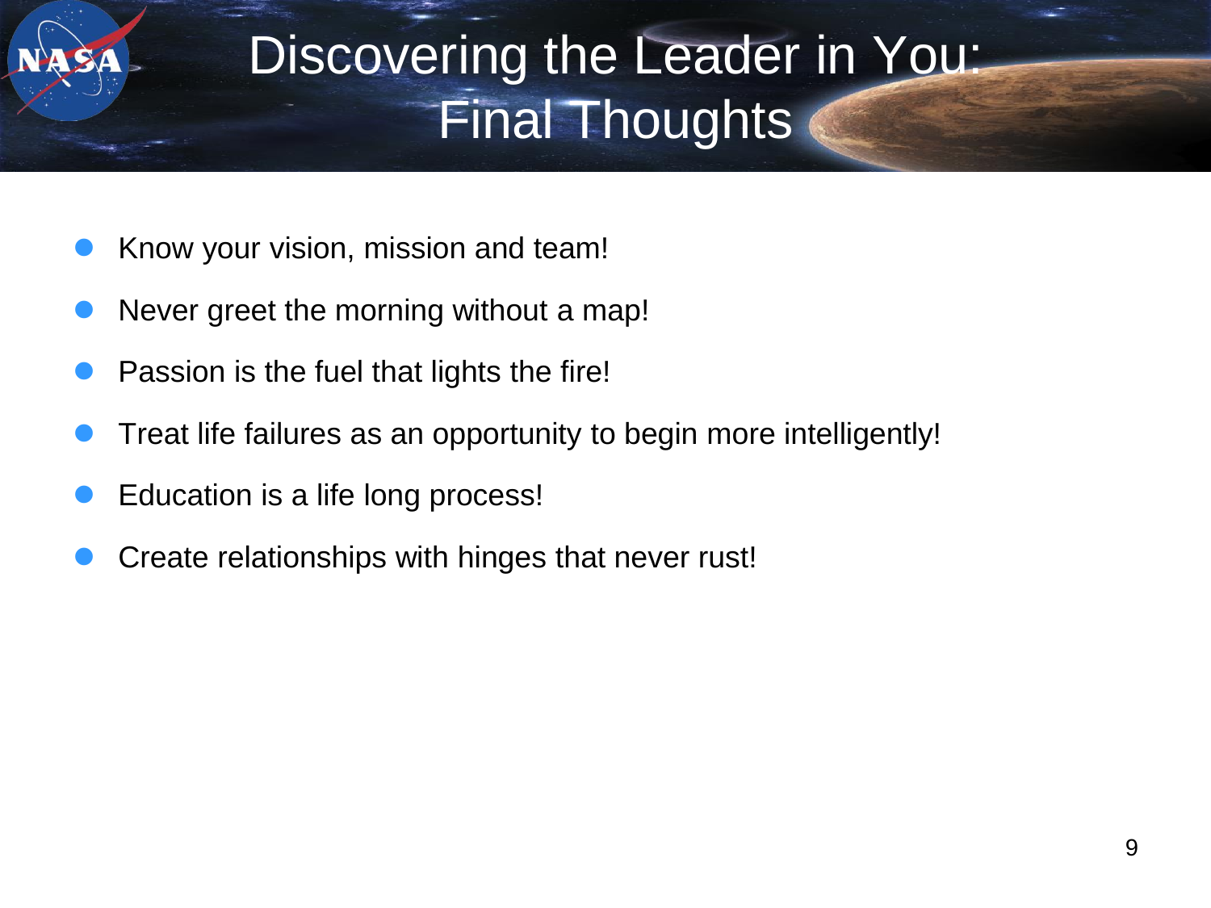# Discovering the Leader in You: Final Thoughts

- Know your vision, mission and team!
- Never greet the morning without a map!
- Passion is the fuel that lights the fire!
- Treat life failures as an opportunity to begin more intelligently!
- Education is a life long process!
- Create relationships with hinges that never rust!